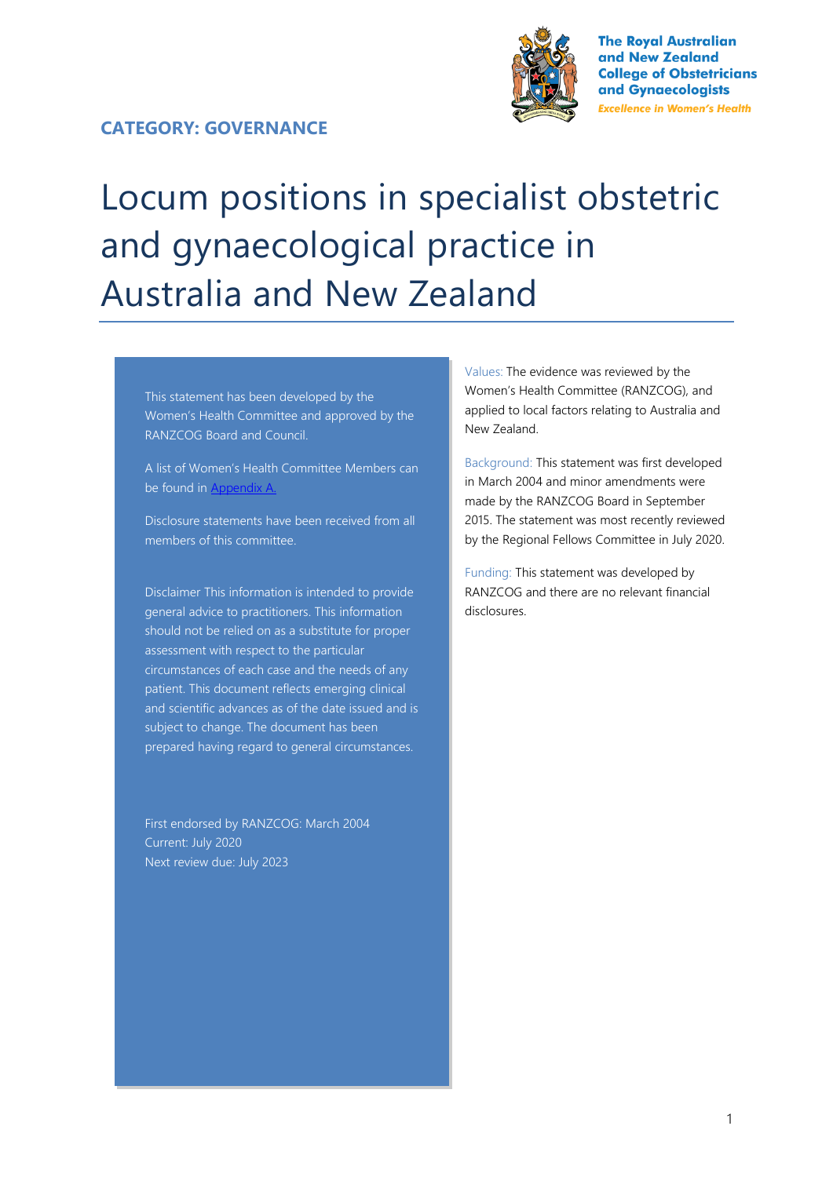The Royal Australian and New Zealand College of Obstetricians and Gynaecologists

*Excellence in Women's Health*

**CATEGORY: GOVERNANCE**

# Locum positions in specialist obstetric and gynaecological practice in Australia and New Zealand

This statement has been developed by the Women's Health Committee and approved by the RANZCOG Board and Council.

A list of Women's Health Committee Members can be found in [Appendix A.](#)

Disclosure statements have been received from all members of this committee.

Disclaimer This information is intended to provide general advice to practitioners. This information should not be relied on as a substitute for proper assessment with respect to the particular circumstances of each case and the needs of any patient. This document reflects emerging clinical and scientific advances as of the date issued and is subject to change. The document has been prepared having regard to general circumstances.

First endorsed by RANZCOG: March 2004
Current: July 2020
Next review due: July 2023

Values: The evidence was reviewed by the Women's Health Committee (RANZCOG), and applied to local factors relating to Australia and New Zealand.

Background: This statement was first developed in March 2004 and minor amendments were made by the RANZCOG Board in September 2015. The statement was most recently reviewed by the Regional Fellows Committee in July 2020.

Funding: This statement was developed by RANZCOG and there are no relevant financial disclosures.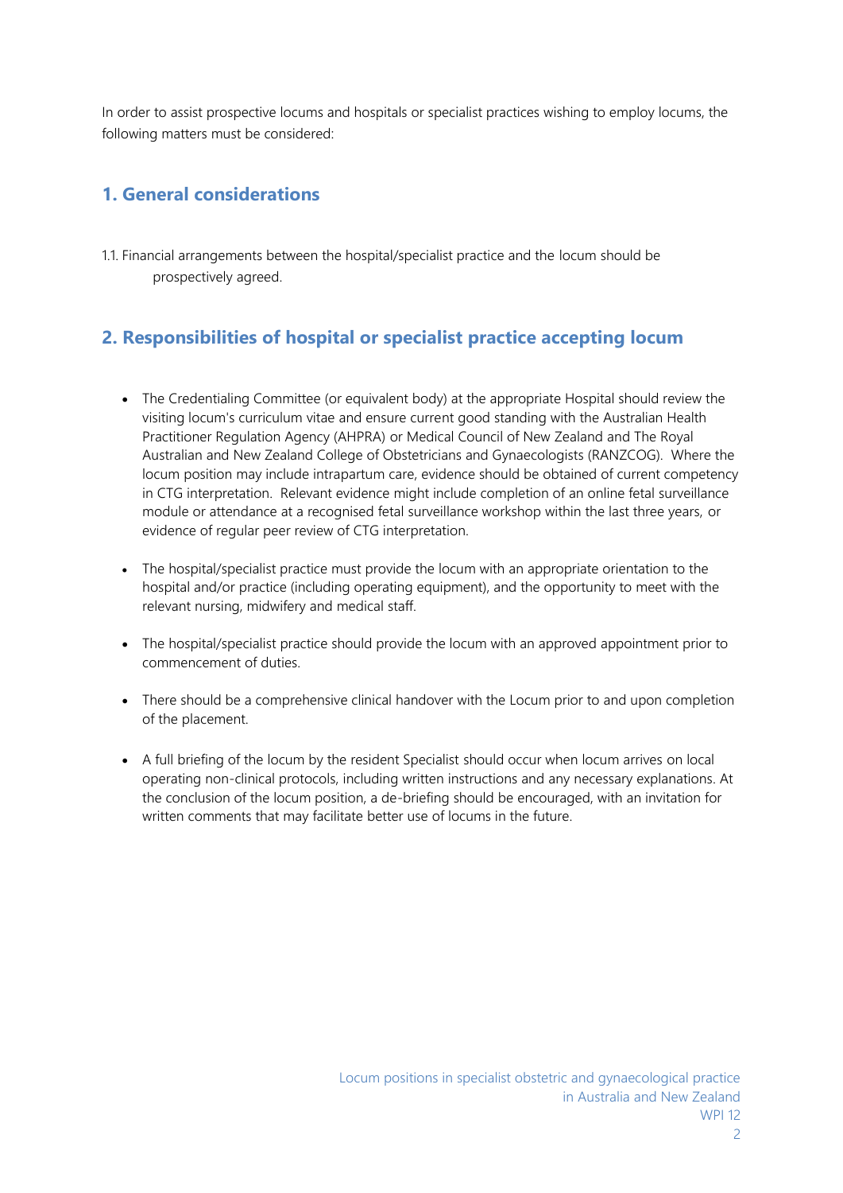In order to assist prospective locums and hospitals or specialist practices wishing to employ locums, the following matters must be considered:

## 1. General considerations

1.1. Financial arrangements between the hospital/specialist practice and the locum should be prospectively agreed.

## 2. Responsibilities of hospital or specialist practice accepting locum

- The Credentialing Committee (or equivalent body) at the appropriate Hospital should review the visiting locum's curriculum vitae and ensure current good standing with the Australian Health Practitioner Regulation Agency (AHPRA) or Medical Council of New Zealand and The Royal Australian and New Zealand College of Obstetricians and Gynaecologists (RANZCOG). Where the locum position may include intrapartum care, evidence should be obtained of current competency in CTG interpretation. Relevant evidence might include completion of an online fetal surveillance module or attendance at a recognised fetal surveillance workshop within the last three years, or evidence of regular peer review of CTG interpretation.

- The hospital/specialist practice must provide the locum with an appropriate orientation to the hospital and/or practice (including operating equipment), and the opportunity to meet with the relevant nursing, midwifery and medical staff.

- The hospital/specialist practice should provide the locum with an approved appointment prior to commencement of duties.

- There should be a comprehensive clinical handover with the Locum prior to and upon completion of the placement.

- A full briefing of the locum by the resident Specialist should occur when locum arrives on local operating non-clinical protocols, including written instructions and any necessary explanations. At the conclusion of the locum position, a de-briefing should be encouraged, with an invitation for written comments that may facilitate better use of locums in the future.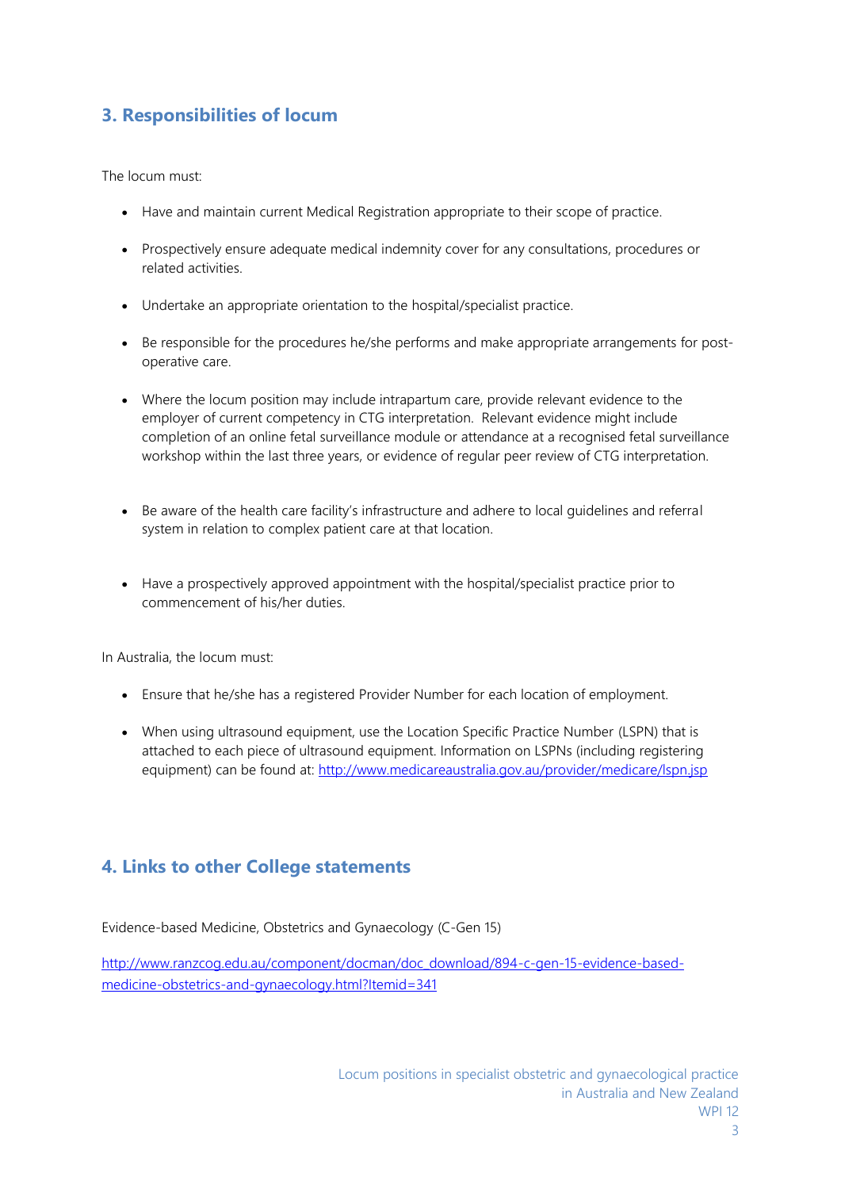## 3. Responsibilities of locum

The locum must:

- Have and maintain current Medical Registration appropriate to their scope of practice.
- Prospectively ensure adequate medical indemnity cover for any consultations, procedures or related activities.
- Undertake an appropriate orientation to the hospital/specialist practice.
- Be responsible for the procedures he/she performs and make appropriate arrangements for post-operative care.
- Where the locum position may include intrapartum care, provide relevant evidence to the employer of current competency in CTG interpretation. Relevant evidence might include completion of an online fetal surveillance module or attendance at a recognised fetal surveillance workshop within the last three years, or evidence of regular peer review of CTG interpretation.
- Be aware of the health care facility's infrastructure and adhere to local guidelines and referral system in relation to complex patient care at that location.
- Have a prospectively approved appointment with the hospital/specialist practice prior to commencement of his/her duties.

In Australia, the locum must:

- Ensure that he/she has a registered Provider Number for each location of employment.
- When using ultrasound equipment, use the Location Specific Practice Number (LSPN) that is attached to each piece of ultrasound equipment. Information on LSPNs (including registering equipment) can be found at: http://www.medicareaustralia.gov.au/provider/medicare/lspn.jsp

## 4. Links to other College statements

Evidence-based Medicine, Obstetrics and Gynaecology (C-Gen 15)

http://www.ranzcog.edu.au/component/docman/doc_download/894-c-gen-15-evidence-based-medicine-obstetrics-and-gynaecology.html?Itemid=341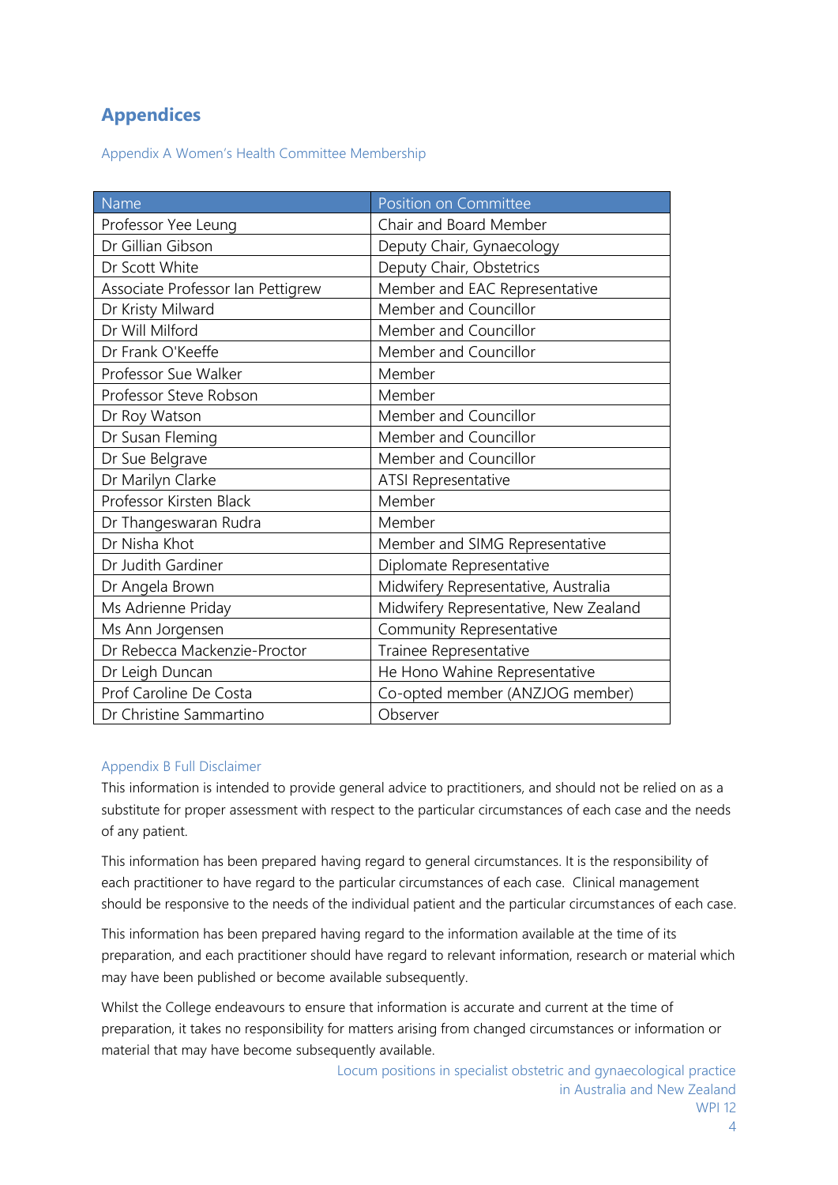## Appendices

### Appendix A Women's Health Committee Membership

| Name | Position on Committee |
|---|---|
| Professor Yee Leung | Chair and Board Member |
| Dr Gillian Gibson | Deputy Chair, Gynaecology |
| Dr Scott White | Deputy Chair, Obstetrics |
| Associate Professor Ian Pettigrew | Member and EAC Representative |
| Dr Kristy Milward | Member and Councillor |
| Dr Will Milford | Member and Councillor |
| Dr Frank O'Keeffe | Member and Councillor |
| Professor Sue Walker | Member |
| Professor Steve Robson | Member |
| Dr Roy Watson | Member and Councillor |
| Dr Susan Fleming | Member and Councillor |
| Dr Sue Belgrave | Member and Councillor |
| Dr Marilyn Clarke | ATSI Representative |
| Professor Kirsten Black | Member |
| Dr Thangeswaran Rudra | Member |
| Dr Nisha Khot | Member and SIMG Representative |
| Dr Judith Gardiner | Diplomate Representative |
| Dr Angela Brown | Midwifery Representative, Australia |
| Ms Adrienne Priday | Midwifery Representative, New Zealand |
| Ms Ann Jorgensen | Community Representative |
| Dr Rebecca Mackenzie-Proctor | Trainee Representative |
| Dr Leigh Duncan | He Hono Wahine Representative |
| Prof Caroline De Costa | Co-opted member (ANZJOG member) |
| Dr Christine Sammartino | Observer |

### Appendix B Full Disclaimer

This information is intended to provide general advice to practitioners, and should not be relied on as a substitute for proper assessment with respect to the particular circumstances of each case and the needs of any patient.

This information has been prepared having regard to general circumstances. It is the responsibility of each practitioner to have regard to the particular circumstances of each case. Clinical management should be responsive to the needs of the individual patient and the particular circumstances of each case.

This information has been prepared having regard to the information available at the time of its preparation, and each practitioner should have regard to relevant information, research or material which may have been published or become available subsequently.

Whilst the College endeavours to ensure that information is accurate and current at the time of preparation, it takes no responsibility for matters arising from changed circumstances or information or material that may have become subsequently available.